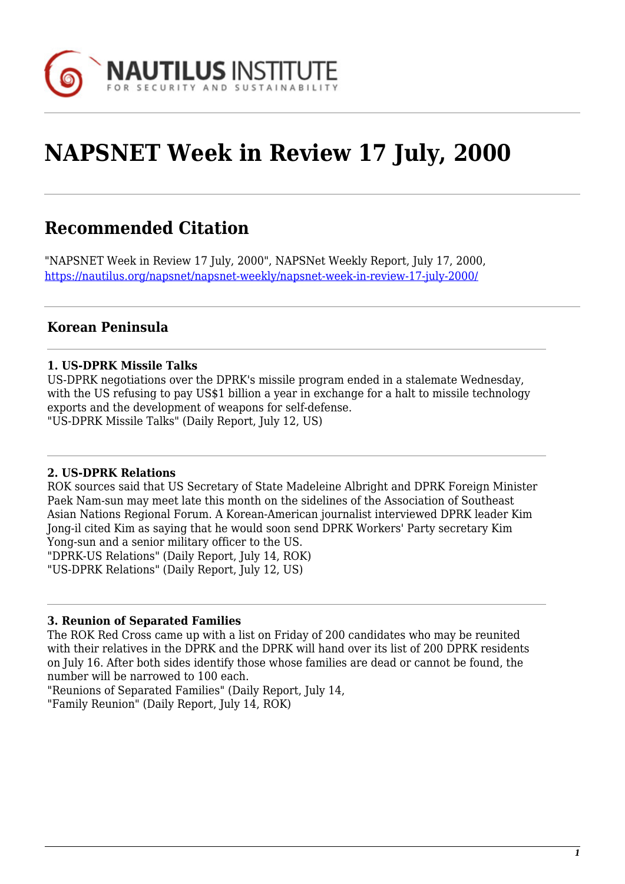# NAPSNET Week in Review 17 July, 2000

## Recommended Citation

"NAPSNET Week in Review 17 July, 2000", NAPSNet Weekly Report, July 17, 2000, https://nautilus.org/napsnet/napsnet-weekly/napsnet-week-in-review-17-july-2000/

### Korean Peninsula

**1. US-DPRK Missile Talks**
US-DPRK negotiations over the DPRK's missile program ended in a stalemate Wednesday, with the US refusing to pay US$1 billion a year in exchange for a halt to missile technology exports and the development of weapons for self-defense.
"US-DPRK Missile Talks" (Daily Report, July 12, US)

**2. US-DPRK Relations**
ROK sources said that US Secretary of State Madeleine Albright and DPRK Foreign Minister Paek Nam-sun may meet late this month on the sidelines of the Association of Southeast Asian Nations Regional Forum. A Korean-American journalist interviewed DPRK leader Kim Jong-il cited Kim as saying that he would soon send DPRK Workers' Party secretary Kim Yong-sun and a senior military officer to the US.
"DPRK-US Relations" (Daily Report, July 14, ROK)
"US-DPRK Relations" (Daily Report, July 12, US)

**3. Reunion of Separated Families**
The ROK Red Cross came up with a list on Friday of 200 candidates who may be reunited with their relatives in the DPRK and the DPRK will hand over its list of 200 DPRK residents on July 16. After both sides identify those whose families are dead or cannot be found, the number will be narrowed to 100 each.
"Reunions of Separated Families" (Daily Report, July 14,
"Family Reunion" (Daily Report, July 14, ROK)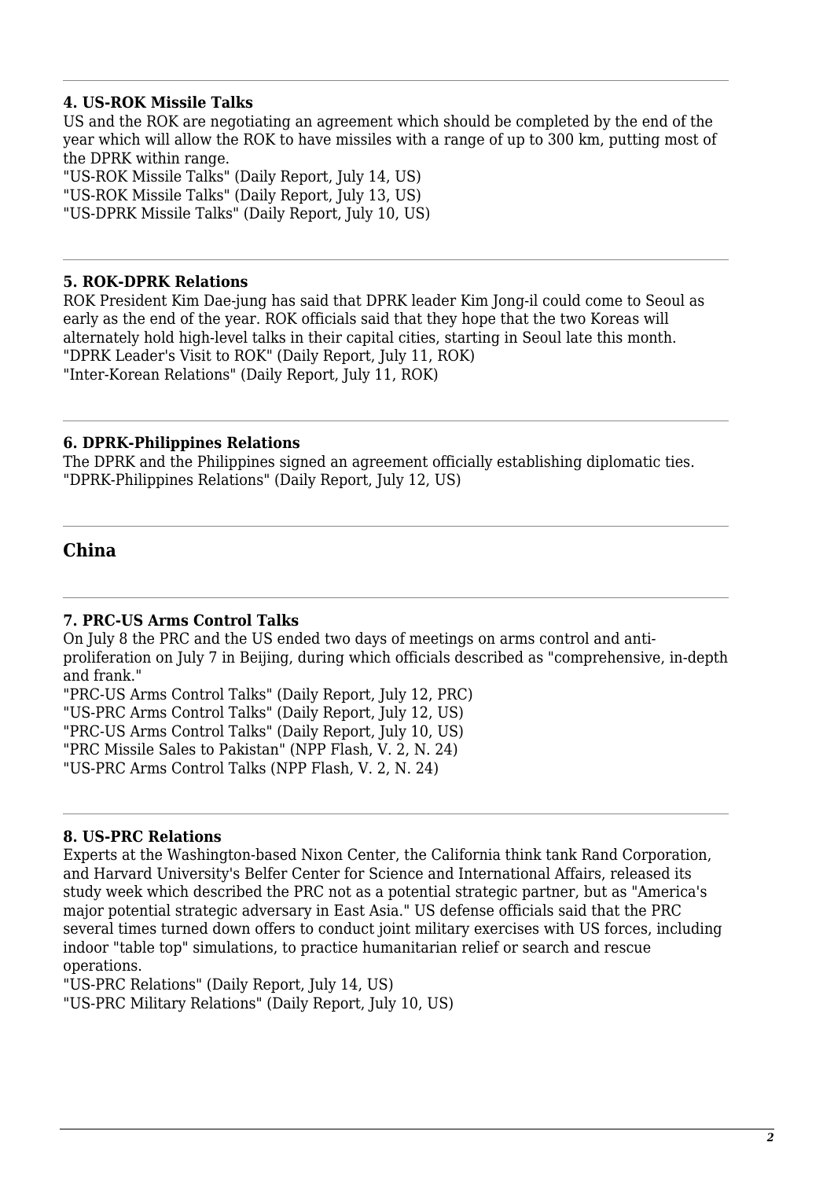---

#### 4. US-ROK Missile Talks

US and the ROK are negotiating an agreement which should be completed by the end of the year which will allow the ROK to have missiles with a range of up to 300 km, putting most of the DPRK within range.

"US-ROK Missile Talks" (Daily Report, July 14, US)
"US-ROK Missile Talks" (Daily Report, July 13, US)
"US-DPRK Missile Talks" (Daily Report, July 10, US)

---

#### 5. ROK-DPRK Relations

ROK President Kim Dae-jung has said that DPRK leader Kim Jong-il could come to Seoul as early as the end of the year. ROK officials said that they hope that the two Koreas will alternately hold high-level talks in their capital cities, starting in Seoul late this month.

"DPRK Leader's Visit to ROK" (Daily Report, July 11, ROK)
"Inter-Korean Relations" (Daily Report, July 11, ROK)

---

#### 6. DPRK-Philippines Relations

The DPRK and the Philippines signed an agreement officially establishing diplomatic ties.

"DPRK-Philippines Relations" (Daily Report, July 12, US)

---

## China

---

#### 7. PRC-US Arms Control Talks

On July 8 the PRC and the US ended two days of meetings on arms control and anti-proliferation on July 7 in Beijing, during which officials described as "comprehensive, in-depth and frank."

"PRC-US Arms Control Talks" (Daily Report, July 12, PRC)
"US-PRC Arms Control Talks" (Daily Report, July 12, US)
"PRC-US Arms Control Talks" (Daily Report, July 10, US)
"PRC Missile Sales to Pakistan" (NPP Flash, V. 2, N. 24)
"US-PRC Arms Control Talks (NPP Flash, V. 2, N. 24)

---

#### 8. US-PRC Relations

Experts at the Washington-based Nixon Center, the California think tank Rand Corporation, and Harvard University's Belfer Center for Science and International Affairs, released its study week which described the PRC not as a potential strategic partner, but as "America's major potential strategic adversary in East Asia." US defense officials said that the PRC several times turned down offers to conduct joint military exercises with US forces, including indoor "table top" simulations, to practice humanitarian relief or search and rescue operations.

"US-PRC Relations" (Daily Report, July 14, US)
"US-PRC Military Relations" (Daily Report, July 10, US)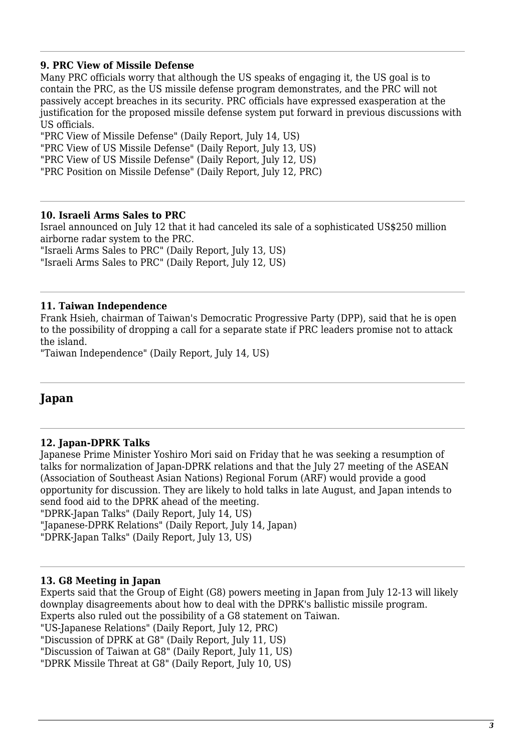### 9. PRC View of Missile Defense

Many PRC officials worry that although the US speaks of engaging it, the US goal is to contain the PRC, as the US missile defense program demonstrates, and the PRC will not passively accept breaches in its security. PRC officials have expressed exasperation at the justification for the proposed missile defense system put forward in previous discussions with US officials.

"PRC View of Missile Defense" (Daily Report, July 14, US)
"PRC View of US Missile Defense" (Daily Report, July 13, US)
"PRC View of US Missile Defense" (Daily Report, July 12, US)
"PRC Position on Missile Defense" (Daily Report, July 12, PRC)

---

### 10. Israeli Arms Sales to PRC

Israel announced on July 12 that it had canceled its sale of a sophisticated US$250 million airborne radar system to the PRC.

"Israeli Arms Sales to PRC" (Daily Report, July 13, US)
"Israeli Arms Sales to PRC" (Daily Report, July 12, US)

---

### 11. Taiwan Independence

Frank Hsieh, chairman of Taiwan's Democratic Progressive Party (DPP), said that he is open to the possibility of dropping a call for a separate state if PRC leaders promise not to attack the island.

"Taiwan Independence" (Daily Report, July 14, US)

---

## Japan

---

### 12. Japan-DPRK Talks

Japanese Prime Minister Yoshiro Mori said on Friday that he was seeking a resumption of talks for normalization of Japan-DPRK relations and that the July 27 meeting of the ASEAN (Association of Southeast Asian Nations) Regional Forum (ARF) would provide a good opportunity for discussion. They are likely to hold talks in late August, and Japan intends to send food aid to the DPRK ahead of the meeting.

"DPRK-Japan Talks" (Daily Report, July 14, US)
"Japanese-DPRK Relations" (Daily Report, July 14, Japan)
"DPRK-Japan Talks" (Daily Report, July 13, US)

---

### 13. G8 Meeting in Japan

Experts said that the Group of Eight (G8) powers meeting in Japan from July 12-13 will likely downplay disagreements about how to deal with the DPRK's ballistic missile program. Experts also ruled out the possibility of a G8 statement on Taiwan.

"US-Japanese Relations" (Daily Report, July 12, PRC)
"Discussion of DPRK at G8" (Daily Report, July 11, US)
"Discussion of Taiwan at G8" (Daily Report, July 11, US)
"DPRK Missile Threat at G8" (Daily Report, July 10, US)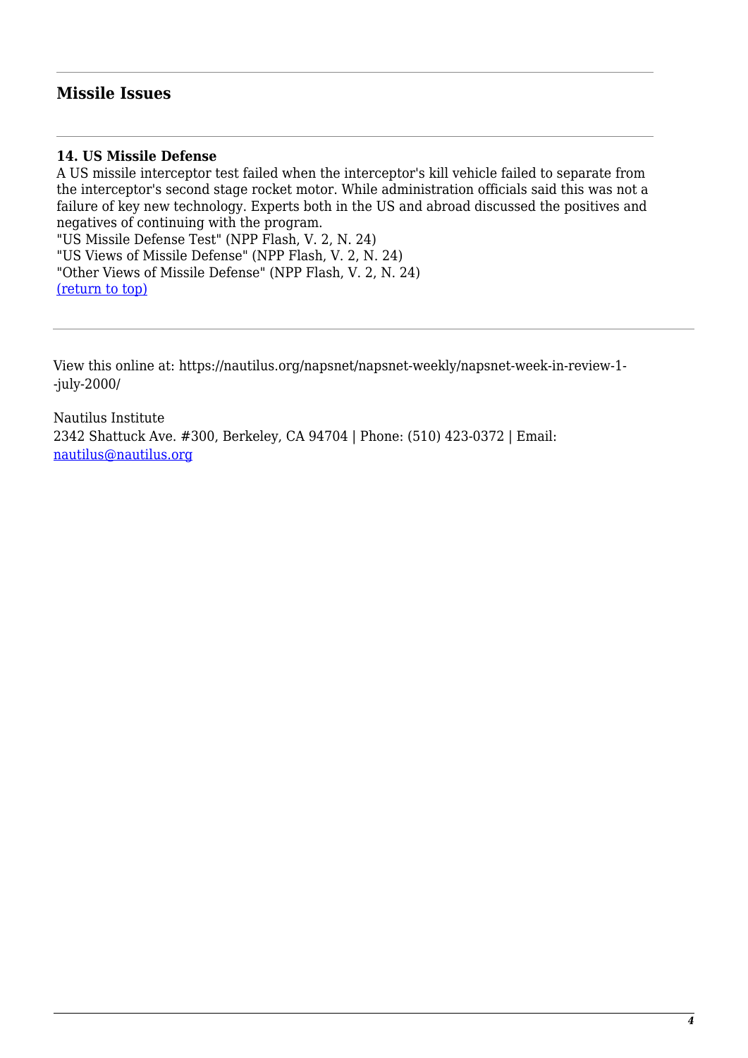## Missile Issues

### 14. US Missile Defense

A US missile interceptor test failed when the interceptor's kill vehicle failed to separate from the interceptor's second stage rocket motor. While administration officials said this was not a failure of key new technology. Experts both in the US and abroad discussed the positives and negatives of continuing with the program.

"US Missile Defense Test" (NPP Flash, V. 2, N. 24)
"US Views of Missile Defense" (NPP Flash, V. 2, N. 24)
"Other Views of Missile Defense" (NPP Flash, V. 2, N. 24)
(return to top)

View this online at: https://nautilus.org/napsnet/napsnet-weekly/napsnet-week-in-review-1--july-2000/

Nautilus Institute
2342 Shattuck Ave. #300, Berkeley, CA 94704 | Phone: (510) 423-0372 | Email: nautilus@nautilus.org